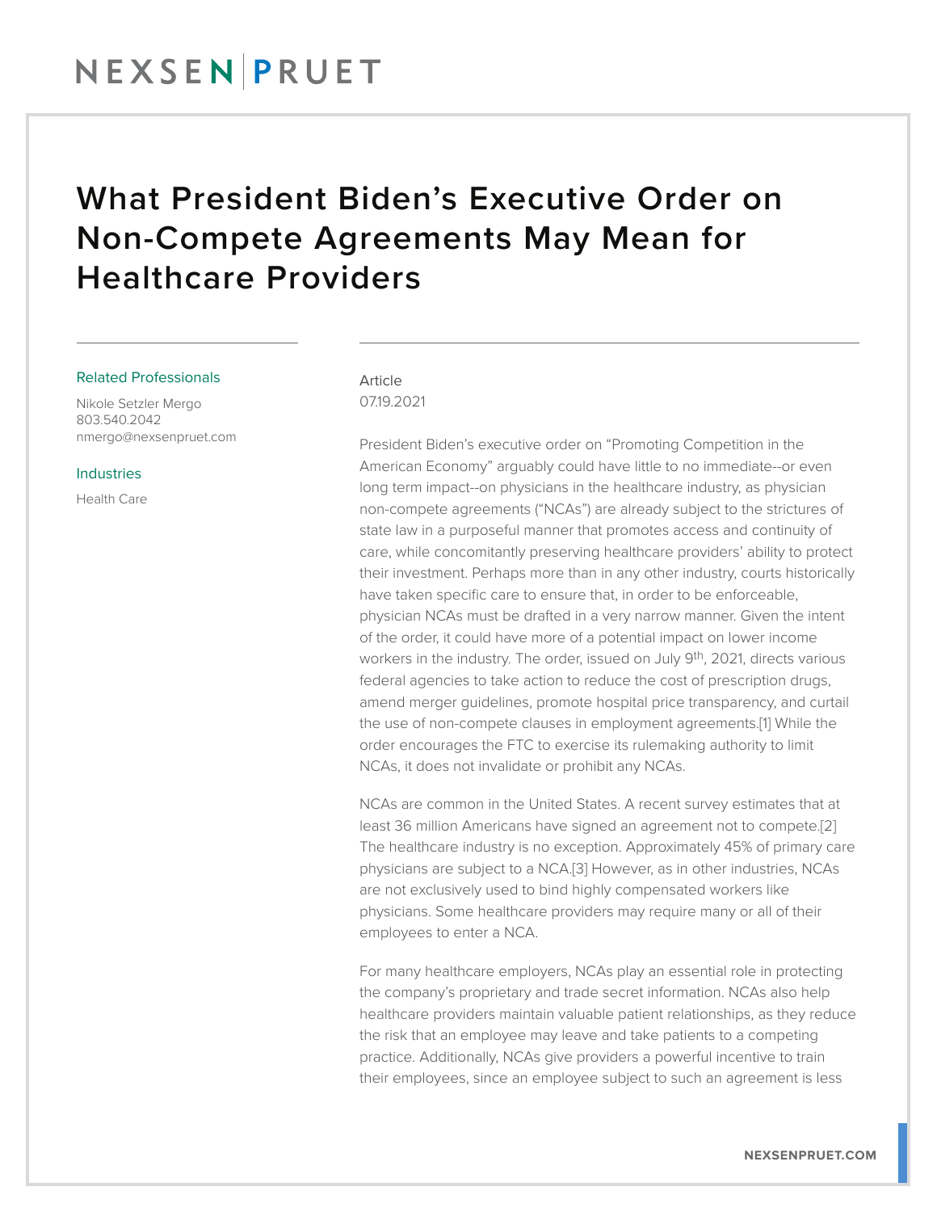# What President Biden's Executive Order on Non-Compete Agreements May Mean for Healthcare Providers

**Related Professionals**

Nikole Setzler Mergo
803.540.2042
nmergo@nexsenpruet.com

**Industries**

Health Care

Article
07.19.2021

President Biden's executive order on "Promoting Competition in the American Economy" arguably could have little to no immediate--or even long term impact--on physicians in the healthcare industry, as physician non-compete agreements ("NCAs") are already subject to the strictures of state law in a purposeful manner that promotes access and continuity of care, while concomitantly preserving healthcare providers' ability to protect their investment. Perhaps more than in any other industry, courts historically have taken specific care to ensure that, in order to be enforceable, physician NCAs must be drafted in a very narrow manner. Given the intent of the order, it could have more of a potential impact on lower income workers in the industry. The order, issued on July 9th, 2021, directs various federal agencies to take action to reduce the cost of prescription drugs, amend merger guidelines, promote hospital price transparency, and curtail the use of non-compete clauses in employment agreements.[1] While the order encourages the FTC to exercise its rulemaking authority to limit NCAs, it does not invalidate or prohibit any NCAs.

NCAs are common in the United States. A recent survey estimates that at least 36 million Americans have signed an agreement not to compete.[2] The healthcare industry is no exception. Approximately 45% of primary care physicians are subject to a NCA.[3] However, as in other industries, NCAs are not exclusively used to bind highly compensated workers like physicians. Some healthcare providers may require many or all of their employees to enter a NCA.

For many healthcare employers, NCAs play an essential role in protecting the company's proprietary and trade secret information. NCAs also help healthcare providers maintain valuable patient relationships, as they reduce the risk that an employee may leave and take patients to a competing practice. Additionally, NCAs give providers a powerful incentive to train their employees, since an employee subject to such an agreement is less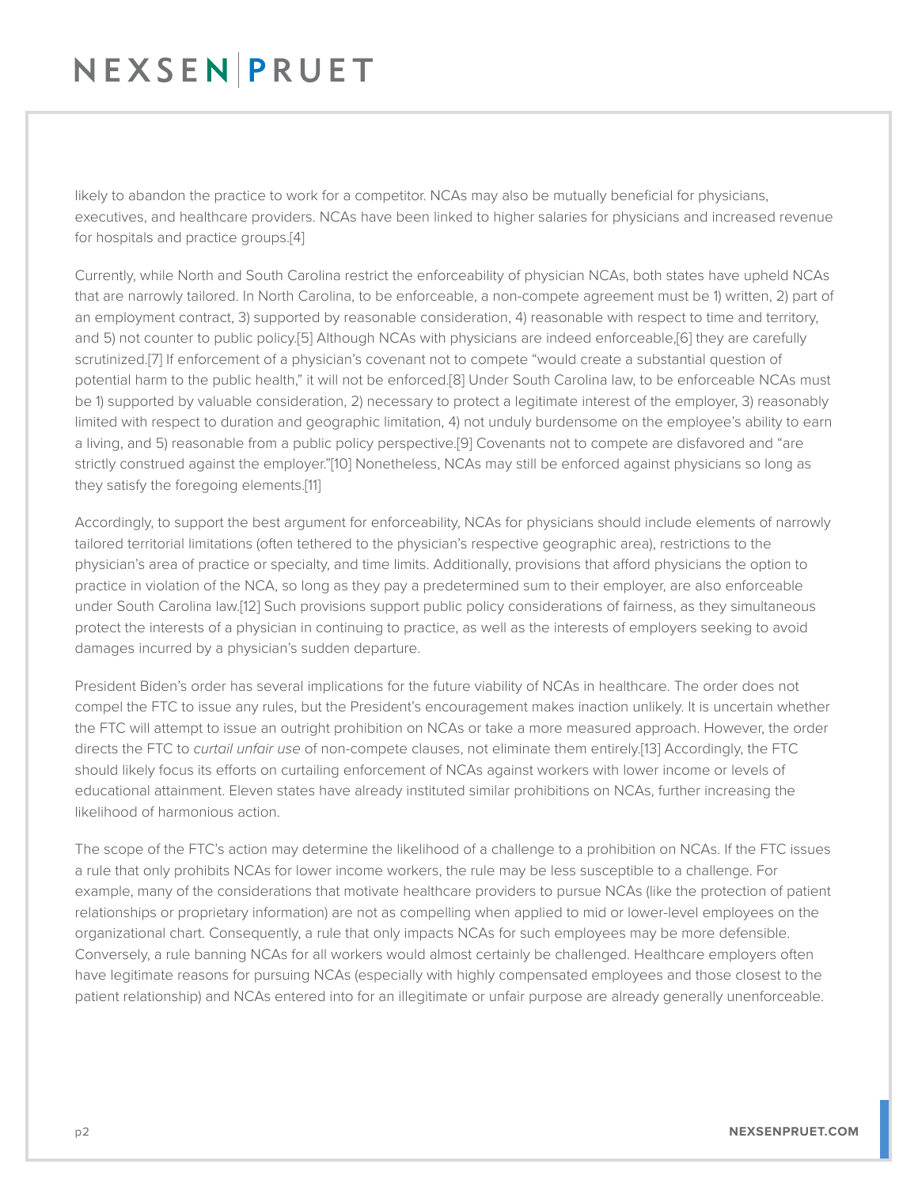likely to abandon the practice to work for a competitor. NCAs may also be mutually beneficial for physicians, executives, and healthcare providers. NCAs have been linked to higher salaries for physicians and increased revenue for hospitals and practice groups.[4]

Currently, while North and South Carolina restrict the enforceability of physician NCAs, both states have upheld NCAs that are narrowly tailored. In North Carolina, to be enforceable, a non-compete agreement must be 1) written, 2) part of an employment contract, 3) supported by reasonable consideration, 4) reasonable with respect to time and territory, and 5) not counter to public policy.[5] Although NCAs with physicians are indeed enforceable,[6] they are carefully scrutinized.[7] If enforcement of a physician's covenant not to compete "would create a substantial question of potential harm to the public health," it will not be enforced.[8] Under South Carolina law, to be enforceable NCAs must be 1) supported by valuable consideration, 2) necessary to protect a legitimate interest of the employer, 3) reasonably limited with respect to duration and geographic limitation, 4) not unduly burdensome on the employee's ability to earn a living, and 5) reasonable from a public policy perspective.[9] Covenants not to compete are disfavored and "are strictly construed against the employer."[10] Nonetheless, NCAs may still be enforced against physicians so long as they satisfy the foregoing elements.[11]

Accordingly, to support the best argument for enforceability, NCAs for physicians should include elements of narrowly tailored territorial limitations (often tethered to the physician's respective geographic area), restrictions to the physician's area of practice or specialty, and time limits. Additionally, provisions that afford physicians the option to practice in violation of the NCA, so long as they pay a predetermined sum to their employer, are also enforceable under South Carolina law.[12] Such provisions support public policy considerations of fairness, as they simultaneous protect the interests of a physician in continuing to practice, as well as the interests of employers seeking to avoid damages incurred by a physician's sudden departure.

President Biden's order has several implications for the future viability of NCAs in healthcare. The order does not compel the FTC to issue any rules, but the President's encouragement makes inaction unlikely. It is uncertain whether the FTC will attempt to issue an outright prohibition on NCAs or take a more measured approach. However, the order directs the FTC to *curtail unfair use* of non-compete clauses, not eliminate them entirely.[13] Accordingly, the FTC should likely focus its efforts on curtailing enforcement of NCAs against workers with lower income or levels of educational attainment. Eleven states have already instituted similar prohibitions on NCAs, further increasing the likelihood of harmonious action.

The scope of the FTC's action may determine the likelihood of a challenge to a prohibition on NCAs. If the FTC issues a rule that only prohibits NCAs for lower income workers, the rule may be less susceptible to a challenge. For example, many of the considerations that motivate healthcare providers to pursue NCAs (like the protection of patient relationships or proprietary information) are not as compelling when applied to mid or lower-level employees on the organizational chart. Consequently, a rule that only impacts NCAs for such employees may be more defensible. Conversely, a rule banning NCAs for all workers would almost certainly be challenged. Healthcare employers often have legitimate reasons for pursuing NCAs (especially with highly compensated employees and those closest to the patient relationship) and NCAs entered into for an illegitimate or unfair purpose are already generally unenforceable.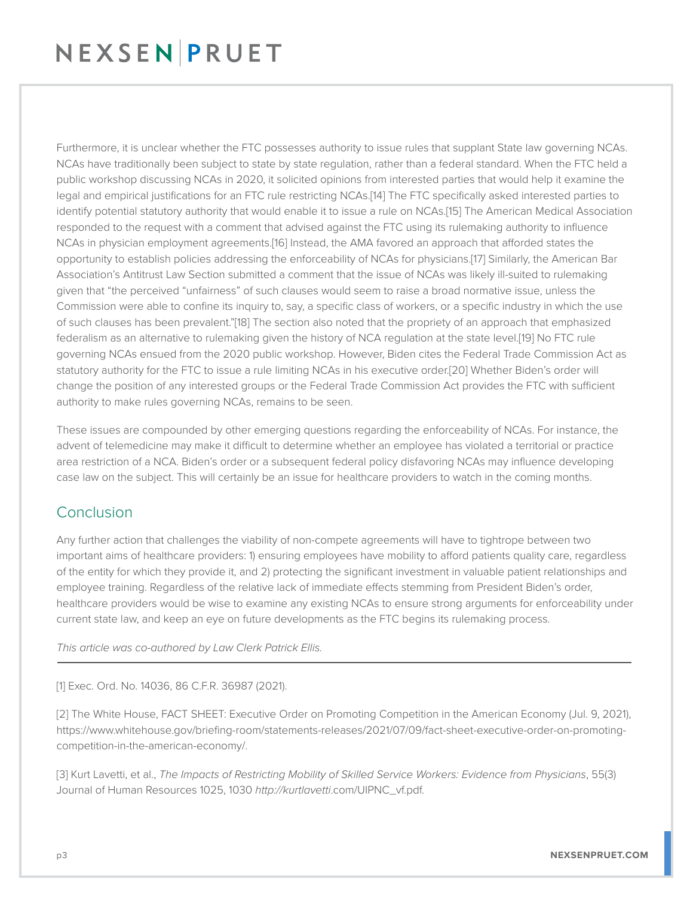Furthermore, it is unclear whether the FTC possesses authority to issue rules that supplant State law governing NCAs. NCAs have traditionally been subject to state by state regulation, rather than a federal standard. When the FTC held a public workshop discussing NCAs in 2020, it solicited opinions from interested parties that would help it examine the legal and empirical justifications for an FTC rule restricting NCAs.[14] The FTC specifically asked interested parties to identify potential statutory authority that would enable it to issue a rule on NCAs.[15] The American Medical Association responded to the request with a comment that advised against the FTC using its rulemaking authority to influence NCAs in physician employment agreements.[16] Instead, the AMA favored an approach that afforded states the opportunity to establish policies addressing the enforceability of NCAs for physicians.[17] Similarly, the American Bar Association's Antitrust Law Section submitted a comment that the issue of NCAs was likely ill-suited to rulemaking given that "the perceived "unfairness" of such clauses would seem to raise a broad normative issue, unless the Commission were able to confine its inquiry to, say, a specific class of workers, or a specific industry in which the use of such clauses has been prevalent."[18] The section also noted that the propriety of an approach that emphasized federalism as an alternative to rulemaking given the history of NCA regulation at the state level.[19] No FTC rule governing NCAs ensued from the 2020 public workshop. However, Biden cites the Federal Trade Commission Act as statutory authority for the FTC to issue a rule limiting NCAs in his executive order.[20] Whether Biden's order will change the position of any interested groups or the Federal Trade Commission Act provides the FTC with sufficient authority to make rules governing NCAs, remains to be seen.

These issues are compounded by other emerging questions regarding the enforceability of NCAs. For instance, the advent of telemedicine may make it difficult to determine whether an employee has violated a territorial or practice area restriction of a NCA. Biden's order or a subsequent federal policy disfavoring NCAs may influence developing case law on the subject. This will certainly be an issue for healthcare providers to watch in the coming months.

## Conclusion

Any further action that challenges the viability of non-compete agreements will have to tightrope between two important aims of healthcare providers: 1) ensuring employees have mobility to afford patients quality care, regardless of the entity for which they provide it, and 2) protecting the significant investment in valuable patient relationships and employee training. Regardless of the relative lack of immediate effects stemming from President Biden's order, healthcare providers would be wise to examine any existing NCAs to ensure strong arguments for enforceability under current state law, and keep an eye on future developments as the FTC begins its rulemaking process.

*This article was co-authored by Law Clerk Patrick Ellis.*

---

[1] Exec. Ord. No. 14036, 86 C.F.R. 36987 (2021).

[2] The White House, FACT SHEET: Executive Order on Promoting Competition in the American Economy (Jul. 9, 2021), https://www.whitehouse.gov/briefing-room/statements-releases/2021/07/09/fact-sheet-executive-order-on-promoting-competition-in-the-american-economy/.

[3] Kurt Lavetti, et al., *The Impacts of Restricting Mobility of Skilled Service Workers: Evidence from Physicians*, 55(3) Journal of Human Resources 1025, 1030 *http://kurtlavetti*.com/UIPNC_vf.pdf.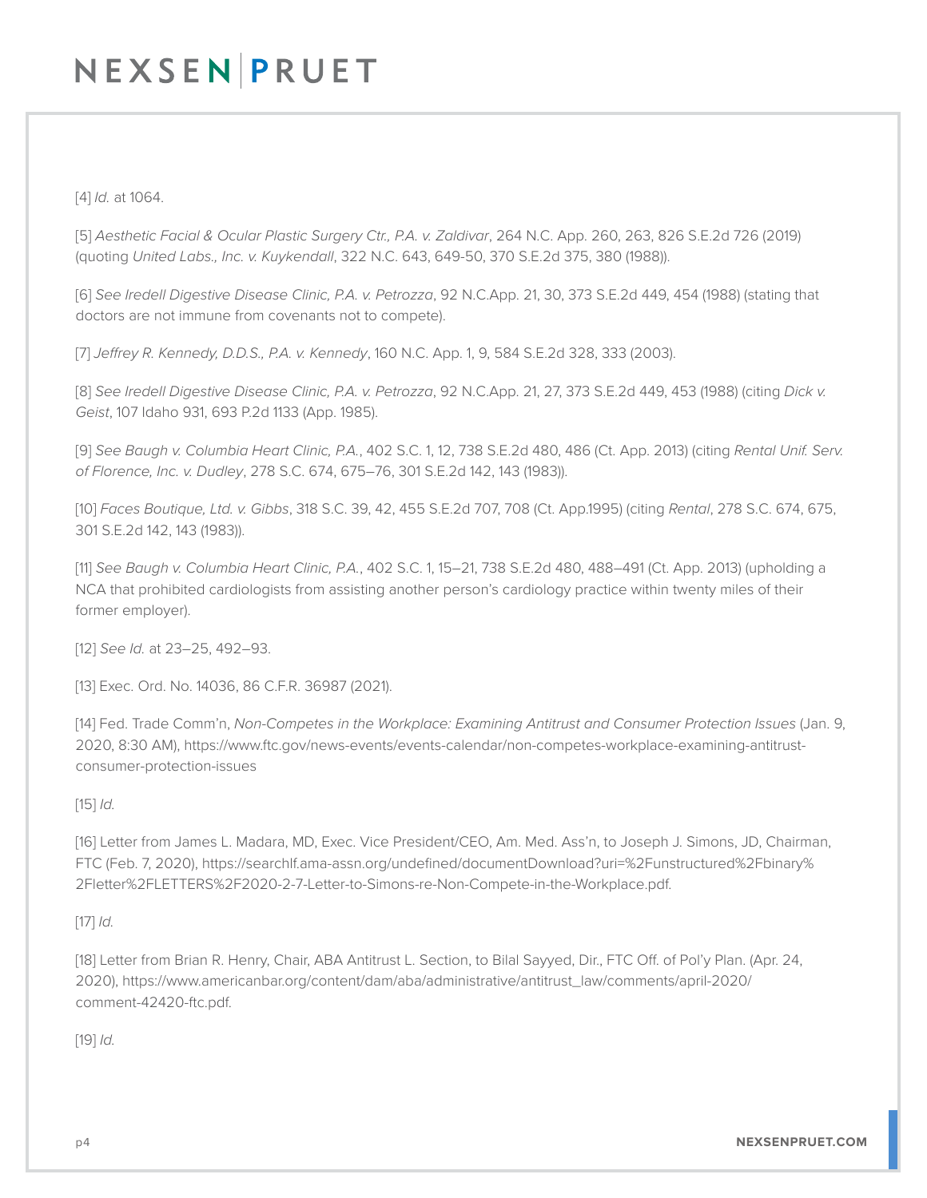[4] *Id.* at 1064.

[5] *Aesthetic Facial & Ocular Plastic Surgery Ctr., P.A. v. Zaldivar*, 264 N.C. App. 260, 263, 826 S.E.2d 726 (2019) (quoting *United Labs., Inc. v. Kuykendall*, 322 N.C. 643, 649-50, 370 S.E.2d 375, 380 (1988)).

[6] *See Iredell Digestive Disease Clinic, P.A. v. Petrozza*, 92 N.C.App. 21, 30, 373 S.E.2d 449, 454 (1988) (stating that doctors are not immune from covenants not to compete).

[7] *Jeffrey R. Kennedy, D.D.S., P.A. v. Kennedy*, 160 N.C. App. 1, 9, 584 S.E.2d 328, 333 (2003).

[8] *See Iredell Digestive Disease Clinic, P.A. v. Petrozza*, 92 N.C.App. 21, 27, 373 S.E.2d 449, 453 (1988) (citing *Dick v. Geist*, 107 Idaho 931, 693 P.2d 1133 (App. 1985).

[9] *See Baugh v. Columbia Heart Clinic, P.A.*, 402 S.C. 1, 12, 738 S.E.2d 480, 486 (Ct. App. 2013) (citing *Rental Unif. Serv. of Florence, Inc. v. Dudley*, 278 S.C. 674, 675–76, 301 S.E.2d 142, 143 (1983)).

[10] *Faces Boutique, Ltd. v. Gibbs*, 318 S.C. 39, 42, 455 S.E.2d 707, 708 (Ct. App.1995) (citing *Rental*, 278 S.C. 674, 675, 301 S.E.2d 142, 143 (1983)).

[11] *See Baugh v. Columbia Heart Clinic, P.A.*, 402 S.C. 1, 15–21, 738 S.E.2d 480, 488–491 (Ct. App. 2013) (upholding a NCA that prohibited cardiologists from assisting another person's cardiology practice within twenty miles of their former employer).

[12] *See Id.* at 23–25, 492–93.

[13] Exec. Ord. No. 14036, 86 C.F.R. 36987 (2021).

[14] Fed. Trade Comm'n, *Non-Competes in the Workplace: Examining Antitrust and Consumer Protection Issues* (Jan. 9, 2020, 8:30 AM), https://www.ftc.gov/news-events/events-calendar/non-competes-workplace-examining-antitrust-consumer-protection-issues

[15] *Id.*

[16] Letter from James L. Madara, MD, Exec. Vice President/CEO, Am. Med. Ass'n, to Joseph J. Simons, JD, Chairman, FTC (Feb. 7, 2020), https://searchlf.ama-assn.org/undefined/documentDownload?uri=%2Funstructured%2Fbinary%2Fletter%2FLETTERS%2F2020-2-7-Letter-to-Simons-re-Non-Compete-in-the-Workplace.pdf.

[17] *Id.*

[18] Letter from Brian R. Henry, Chair, ABA Antitrust L. Section, to Bilal Sayyed, Dir., FTC Off. of Pol'y Plan. (Apr. 24, 2020), https://www.americanbar.org/content/dam/aba/administrative/antitrust_law/comments/april-2020/comment-42420-ftc.pdf.

[19] *Id.*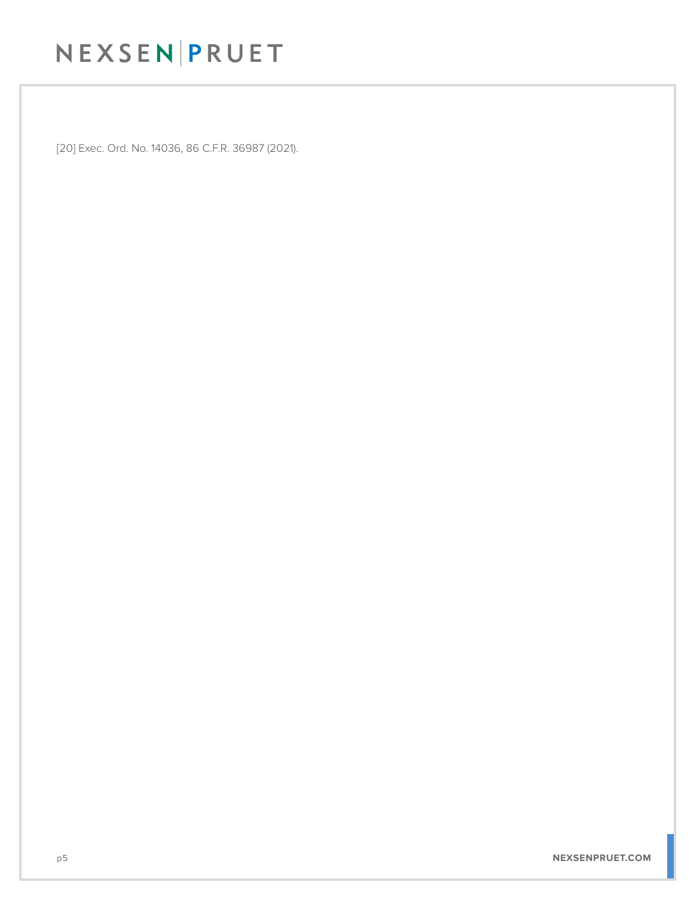[20] Exec. Ord. No. 14036, 86 C.F.R. 36987 (2021).